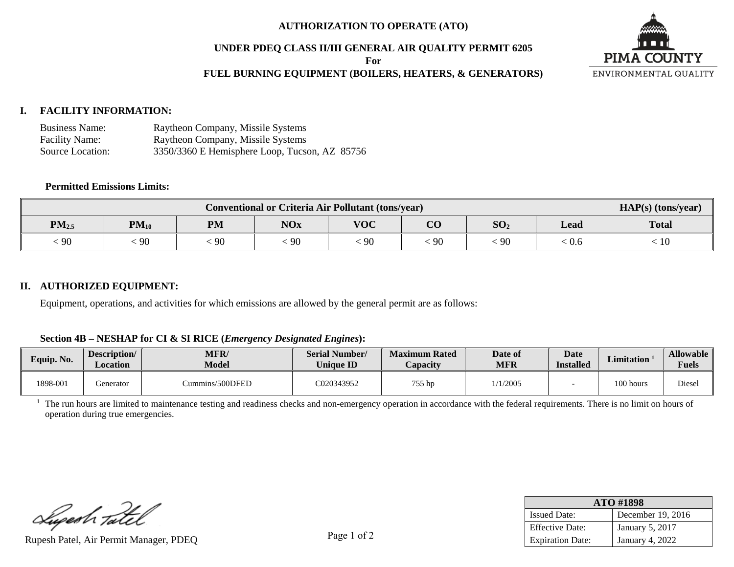# AUTHORIZATION TO OPERATE (ATO)

## UNDER PDEQ CLASS II/III GENERAL AIR QUALITY PERMIT 6205

**For**

## FUEL BURNING EQUIPMENT (BOILERS, HEATERS, & GENERATORS)

PIMA COUNTY
ENVIRONMENTAL QUALITY

## I. FACILITY INFORMATION:

Business Name: Raytheon Company, Missile Systems
Facility Name: Raytheon Company, Missile Systems
Source Location: 3350/3360 E Hemisphere Loop, Tucson, AZ 85756

**Permitted Emissions Limits:**

| Conventional or Criteria Air Pollutant (tons/year) | | | | | | | | HAP(s) (tons/year) |
|---|---|---|---|---|---|---|---|---|
| $PM_{2.5}$ | $PM_{10}$ | PM | NOx | VOC | CO | $SO_2$ | Lead | Total |
| < 90 | < 90 | < 90 | < 90 | < 90 | < 90 | < 90 | < 0.6 | < 10 |

## II. AUTHORIZED EQUIPMENT:

Equipment, operations, and activities for which emissions are allowed by the general permit are as follows:

**Section 4B – NESHAP for CI & SI RICE (*Emergency Designated Engines*):**

| Equip. No. | Description/ Location | MFR/ Model | Serial Number/ Unique ID | Maximum Rated Capacity | Date of MFR | Date Installed | Limitation [1] | Allowable Fuels |
|---|---|---|---|---|---|---|---|---|
| 1898-001 | Generator | Cummins/500DFED | C020343952 | 755 hp | 1/1/2005 | - | 100 hours | Diesel |

[1] The run hours are limited to maintenance testing and readiness checks and non-emergency operation in accordance with the federal requirements. There is no limit on hours of operation during true emergencies.

Rupesh Patel, Air Permit Manager, PDEQ

| ATO #1898 | |
|---|---|
| Issued Date: | December 19, 2016 |
| Effective Date: | January 5, 2017 |
| Expiration Date: | January 4, 2022 |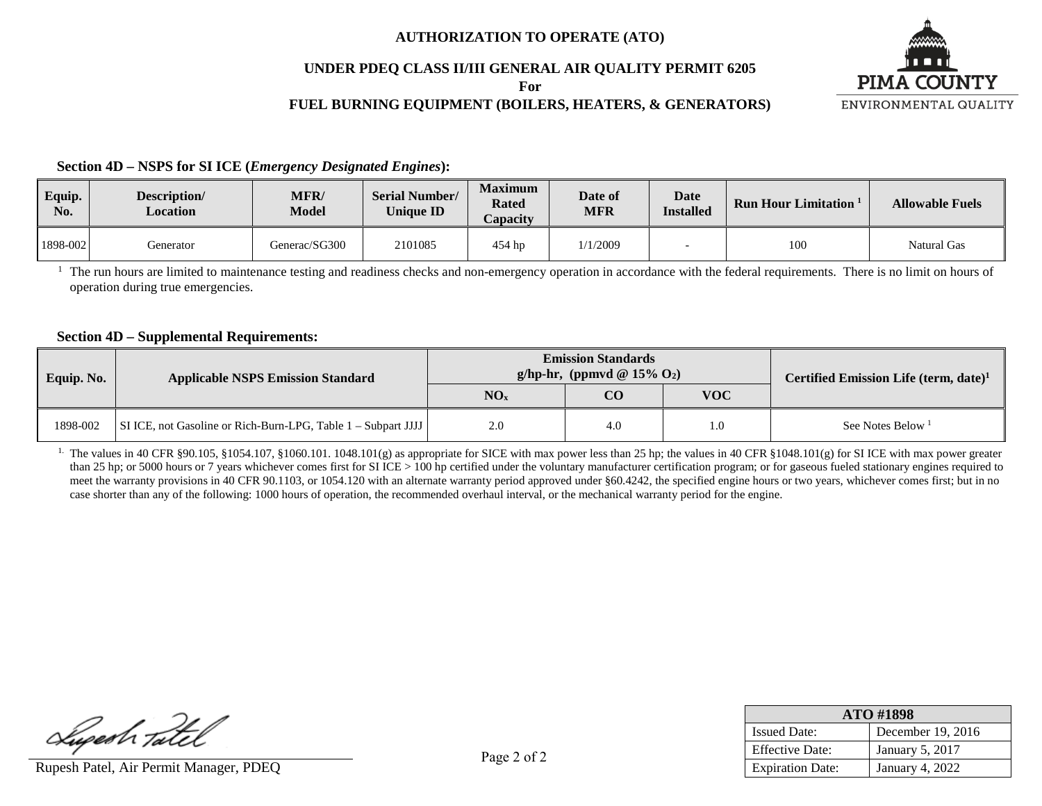**AUTHORIZATION TO OPERATE (ATO)**

**UNDER PDEQ CLASS II/III GENERAL AIR QUALITY PERMIT 6205**

**For**

**FUEL BURNING EQUIPMENT (BOILERS, HEATERS, & GENERATORS)**

PIMA COUNTY ENVIRONMENTAL QUALITY

**Section 4D – NSPS for SI ICE (*Emergency Designated Engines*):**

| Equip. No. | Description/ Location | MFR/ Model | Serial Number/ Unique ID | Maximum Rated Capacity | Date of MFR | Date Installed | Run Hour Limitation [1] | Allowable Fuels |
|---|---|---|---|---|---|---|---|---|
| 1898-002 | Generator | Generac/SG300 | 2101085 | 454 hp | 1/1/2009 | - | 100 | Natural Gas |

[1] The run hours are limited to maintenance testing and readiness checks and non-emergency operation in accordance with the federal requirements. There is no limit on hours of operation during true emergencies.

**Section 4D – Supplemental Requirements:**

| Equip. No. | Applicable NSPS Emission Standard | Emission Standards g/hp-hr, (ppmvd @ 15% $O_2$) | | | Certified Emission Life (term, date)[1] |
|---|---|---|---|---|---|
| | | $NO_x$ | CO | VOC | |
| 1898-002 | SI ICE, not Gasoline or Rich-Burn-LPG, Table 1 – Subpart JJJJ | 2.0 | 4.0 | 1.0 | See Notes Below [1] |

[1.] The values in 40 CFR §90.105, §1054.107, §1060.101. 1048.101(g) as appropriate for SICE with max power less than 25 hp; the values in 40 CFR §1048.101(g) for SI ICE with max power greater than 25 hp; or 5000 hours or 7 years whichever comes first for SI ICE > 100 hp certified under the voluntary manufacturer certification program; or for gaseous fueled stationary engines required to meet the warranty provisions in 40 CFR 90.1103, or 1054.120 with an alternate warranty period approved under §60.4242, the specified engine hours or two years, whichever comes first; but in no case shorter than any of the following: 1000 hours of operation, the recommended overhaul interval, or the mechanical warranty period for the engine.

Rupesh Patel, Air Permit Manager, PDEQ

| ATO #1898 | |
|---|---|
| Issued Date: | December 19, 2016 |
| Effective Date: | January 5, 2017 |
| Expiration Date: | January 4, 2022 |